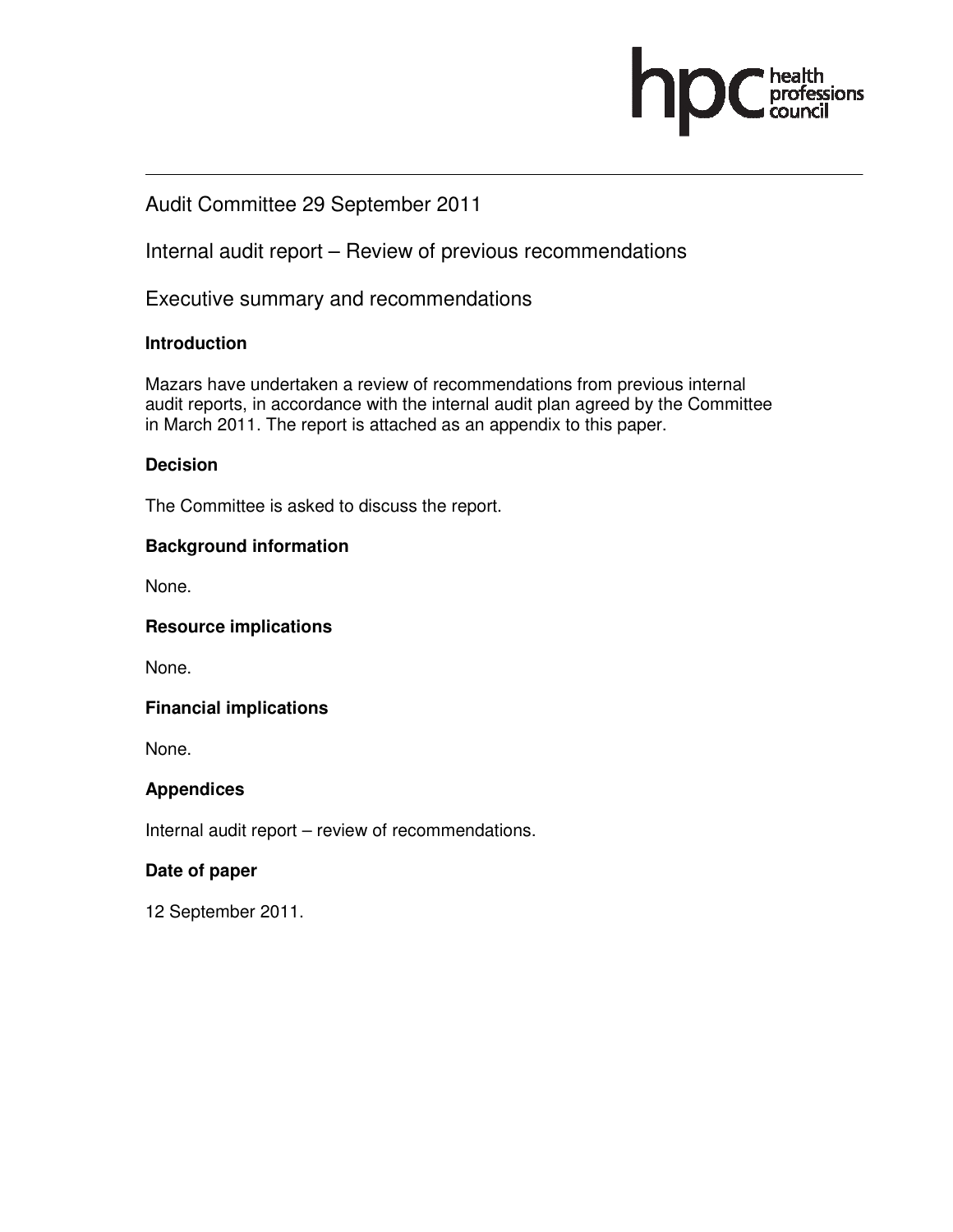hpc health professions council

Audit Committee 29 September 2011

Internal audit report – Review of previous recommendations

Executive summary and recommendations

**Introduction**

Mazars have undertaken a review of recommendations from previous internal audit reports, in accordance with the internal audit plan agreed by the Committee in March 2011. The report is attached as an appendix to this paper.

**Decision**

The Committee is asked to discuss the report.

**Background information**

None.

**Resource implications**

None.

**Financial implications**

None.

**Appendices**

Internal audit report – review of recommendations.

**Date of paper**

12 September 2011.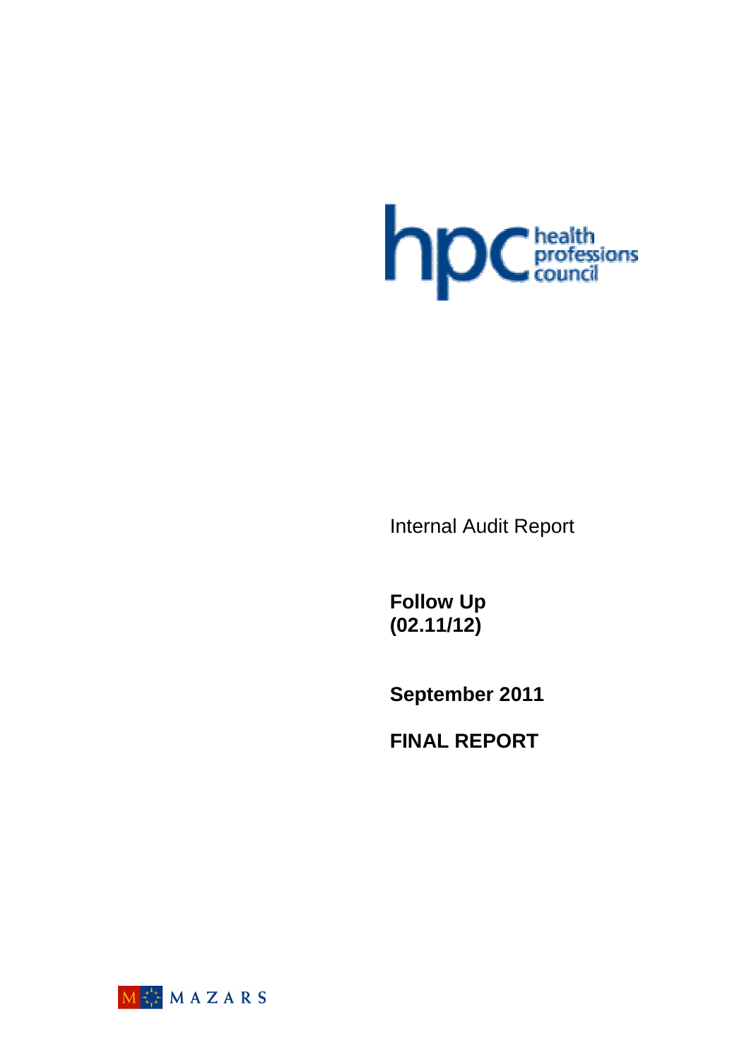Internal Audit Report

**Follow Up**
**(02.11/12)**

**September 2011**

**FINAL REPORT**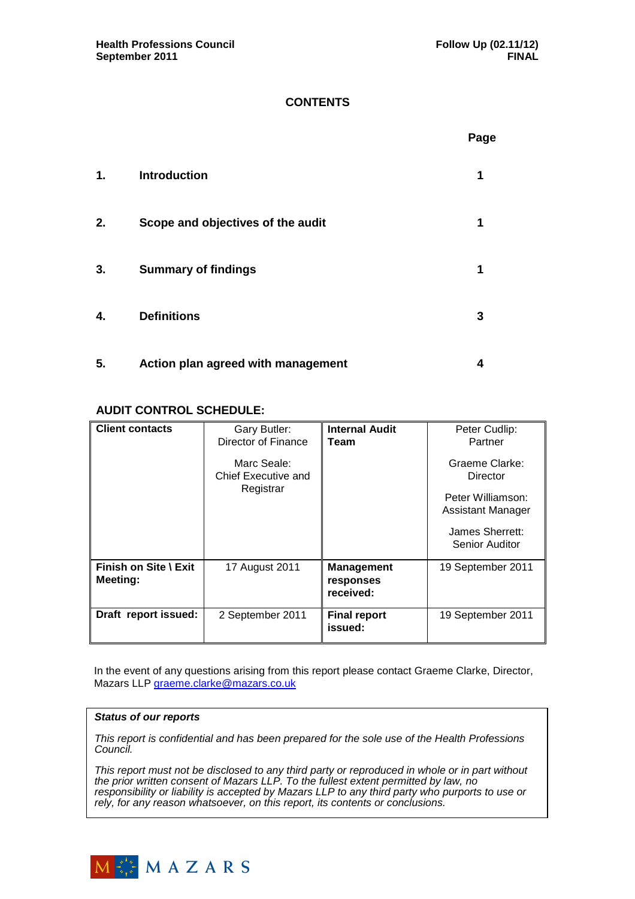# CONTENTS

| | | Page |
|---|---|---|
| **1.** | **Introduction** | **1** |
| **2.** | **Scope and objectives of the audit** | **1** |
| **3.** | **Summary of findings** | **1** |
| **4.** | **Definitions** | **3** |
| **5.** | **Action plan agreed with management** | **4** |

## AUDIT CONTROL SCHEDULE:

| **Client contacts** | Gary Butler: Director of Finance<br><br>Marc Seale: Chief Executive and Registrar | **Internal Audit Team** | Peter Cudlip: Partner<br><br>Graeme Clarke: Director<br><br>Peter Williamson: Assistant Manager<br><br>James Sherrett: Senior Auditor |
|---|---|---|---|
| **Finish on Site \ Exit Meeting:** | 17 August 2011 | **Management responses received:** | 19 September 2011 |
| **Draft report issued:** | 2 September 2011 | **Final report issued:** | 19 September 2011 |

In the event of any questions arising from this report please contact Graeme Clarke, Director, Mazars LLP graeme.clarke@mazars.co.uk

***Status of our reports***

*This report is confidential and has been prepared for the sole use of the Health Professions Council.*

*This report must not be disclosed to any third party or reproduced in whole or in part without the prior written consent of Mazars LLP. To the fullest extent permitted by law, no responsibility or liability is accepted by Mazars LLP to any third party who purports to use or rely, for any reason whatsoever, on this report, its contents or conclusions.*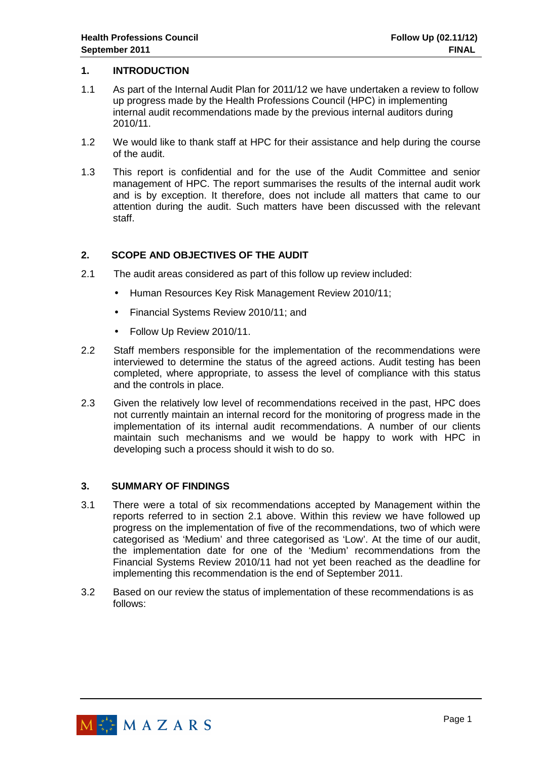## 1. INTRODUCTION

1.1 As part of the Internal Audit Plan for 2011/12 we have undertaken a review to follow up progress made by the Health Professions Council (HPC) in implementing internal audit recommendations made by the previous internal auditors during 2010/11.

1.2 We would like to thank staff at HPC for their assistance and help during the course of the audit.

1.3 This report is confidential and for the use of the Audit Committee and senior management of HPC. The report summarises the results of the internal audit work and is by exception. It therefore, does not include all matters that came to our attention during the audit. Such matters have been discussed with the relevant staff.

## 2. SCOPE AND OBJECTIVES OF THE AUDIT

2.1 The audit areas considered as part of this follow up review included:

- Human Resources Key Risk Management Review 2010/11;
- Financial Systems Review 2010/11; and
- Follow Up Review 2010/11.

2.2 Staff members responsible for the implementation of the recommendations were interviewed to determine the status of the agreed actions. Audit testing has been completed, where appropriate, to assess the level of compliance with this status and the controls in place.

2.3 Given the relatively low level of recommendations received in the past, HPC does not currently maintain an internal record for the monitoring of progress made in the implementation of its internal audit recommendations. A number of our clients maintain such mechanisms and we would be happy to work with HPC in developing such a process should it wish to do so.

## 3. SUMMARY OF FINDINGS

3.1 There were a total of six recommendations accepted by Management within the reports referred to in section 2.1 above. Within this review we have followed up progress on the implementation of five of the recommendations, two of which were categorised as 'Medium' and three categorised as 'Low'. At the time of our audit, the implementation date for one of the 'Medium' recommendations from the Financial Systems Review 2010/11 had not yet been reached as the deadline for implementing this recommendation is the end of September 2011.

3.2 Based on our review the status of implementation of these recommendations is as follows: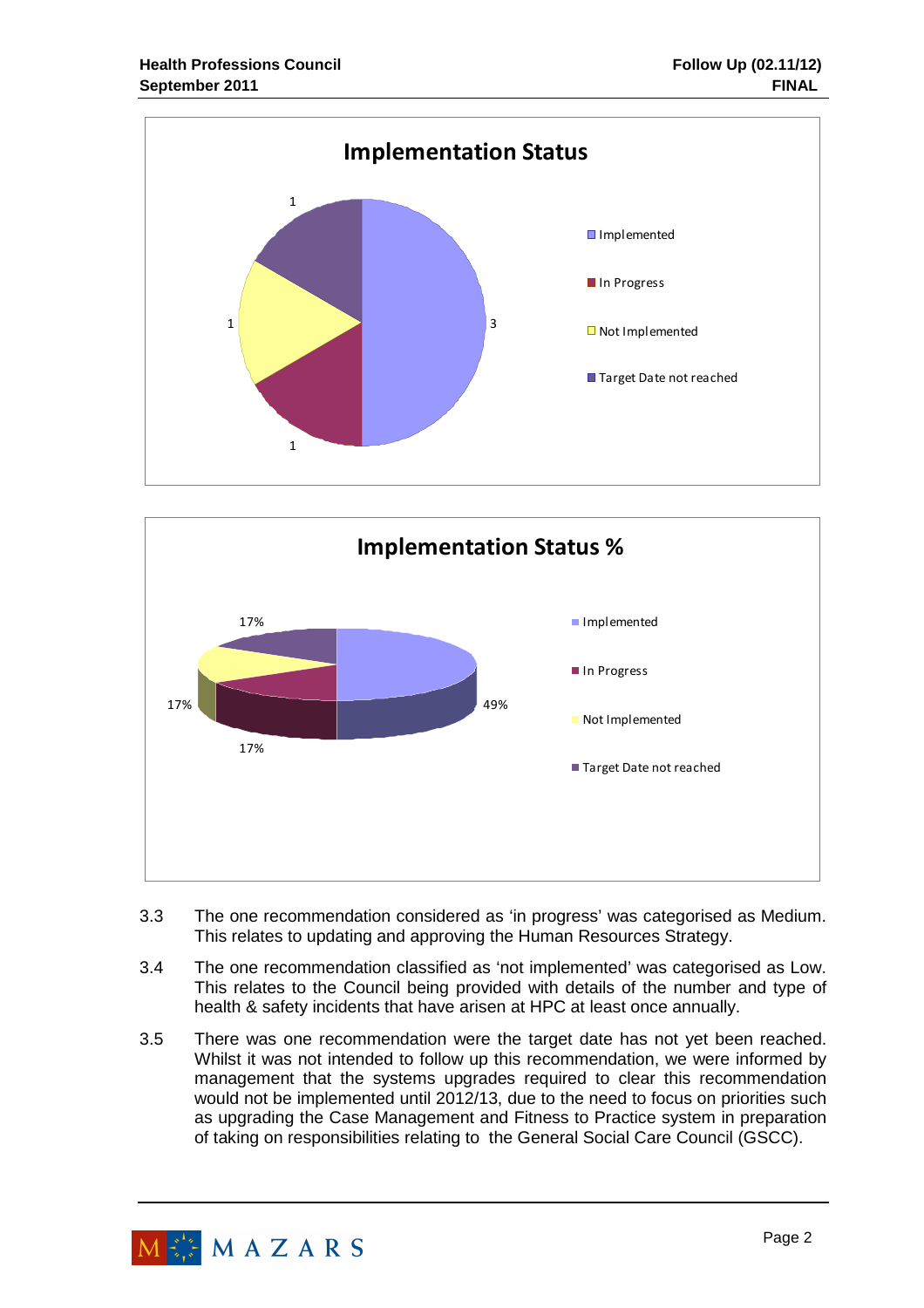**Implementation Status**

| Status | Count |
|---|---|
| Implemented | 3 |
| In Progress | 1 |
| Not Implemented | 1 |
| Target Date not reached | 1 |

**Implementation Status %**

| Status | % |
|---|---|
| Implemented | 49% |
| In Progress | 17% |
| Not Implemented | 17% |
| Target Date not reached | 17% |

3.3 The one recommendation considered as 'in progress' was categorised as Medium. This relates to updating and approving the Human Resources Strategy.

3.4 The one recommendation classified as 'not implemented' was categorised as Low. This relates to the Council being provided with details of the number and type of health & safety incidents that have arisen at HPC at least once annually.

3.5 There was one recommendation were the target date has not yet been reached. Whilst it was not intended to follow up this recommendation, we were informed by management that the systems upgrades required to clear this recommendation would not be implemented until 2012/13, due to the need to focus on priorities such as upgrading the Case Management and Fitness to Practice system in preparation of taking on responsibilities relating to the General Social Care Council (GSCC).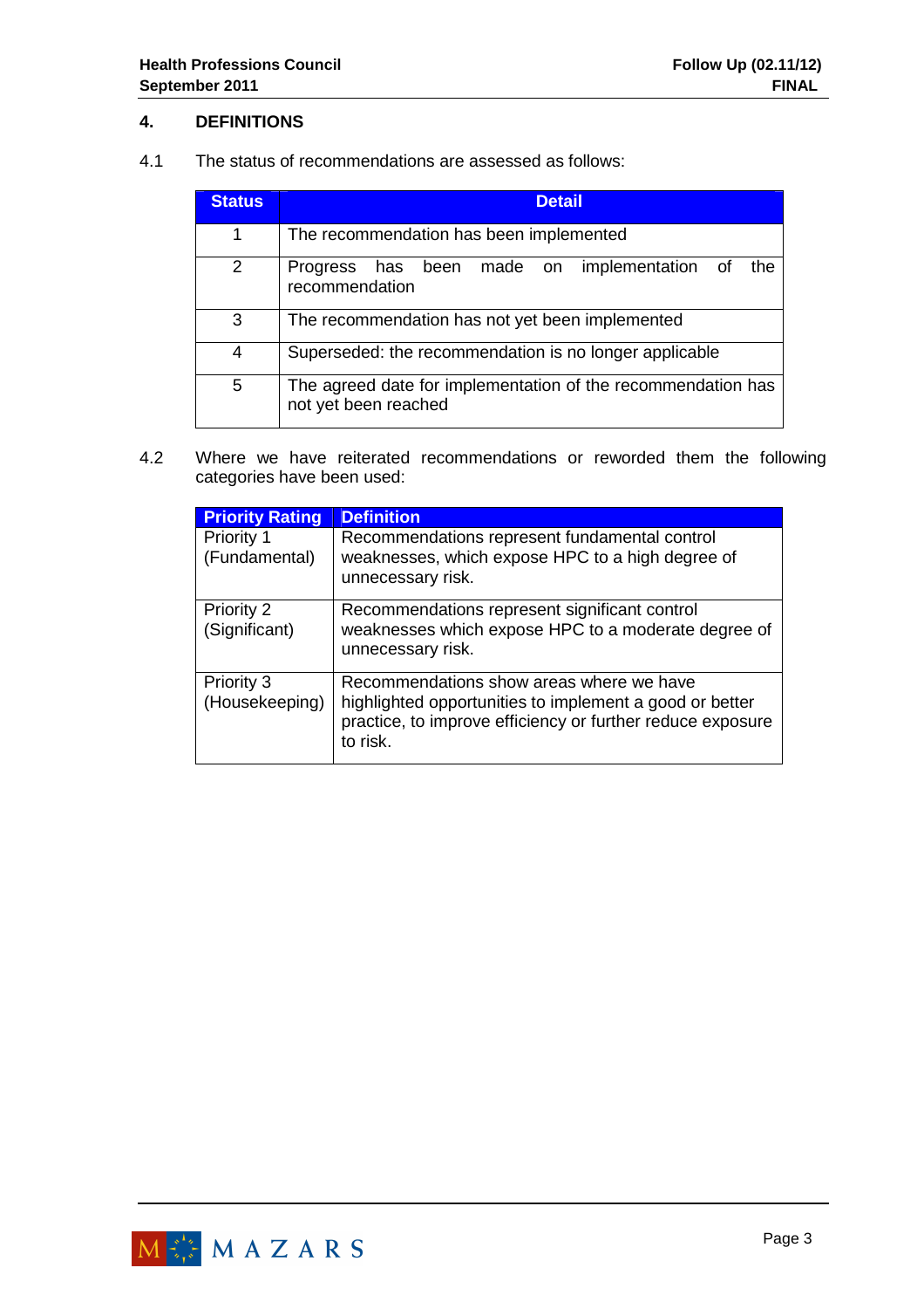## 4. DEFINITIONS

4.1 The status of recommendations are assessed as follows:

| Status | Detail |
|---|---|
| 1 | The recommendation has been implemented |
| 2 | Progress has been made on implementation of the recommendation |
| 3 | The recommendation has not yet been implemented |
| 4 | Superseded: the recommendation is no longer applicable |
| 5 | The agreed date for implementation of the recommendation has not yet been reached |

4.2 Where we have reiterated recommendations or reworded them the following categories have been used:

| Priority Rating | Definition |
|---|---|
| Priority 1 (Fundamental) | Recommendations represent fundamental control weaknesses, which expose HPC to a high degree of unnecessary risk. |
| Priority 2 (Significant) | Recommendations represent significant control weaknesses which expose HPC to a moderate degree of unnecessary risk. |
| Priority 3 (Housekeeping) | Recommendations show areas where we have highlighted opportunities to implement a good or better practice, to improve efficiency or further reduce exposure to risk. |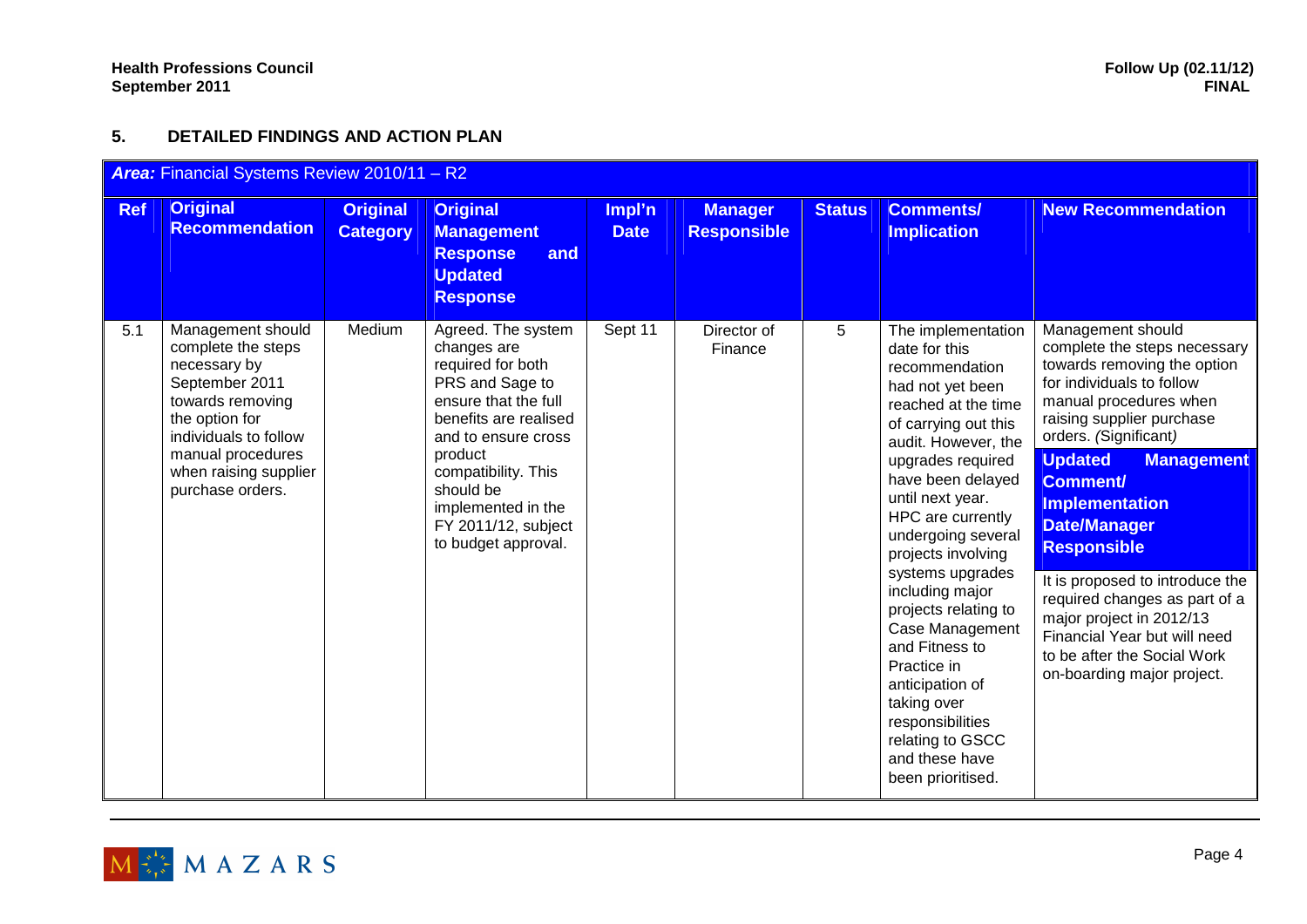## 5. DETAILED FINDINGS AND ACTION PLAN

| ***Area:*** Financial Systems Review 2010/11 – R2 | | | | | | | | |
|---|---|---|---|---|---|---|---|---|
| **Ref** | **Original Recommendation** | **Original Category** | **Original Management Response and Updated Response** | **Impl'n Date** | **Manager Responsible** | **Status** | **Comments/ Implication** | **New Recommendation** |
| 5.1 | Management should complete the steps necessary by September 2011 towards removing the option for individuals to follow manual procedures when raising supplier purchase orders. | Medium | Agreed. The system changes are required for both PRS and Sage to ensure that the full benefits are realised and to ensure cross product compatibility. This should be implemented in the FY 2011/12, subject to budget approval. | Sept 11 | Director of Finance | 5 | The implementation date for this recommendation had not yet been reached at the time of carrying out this audit. However, the upgrades required have been delayed until next year. HPC are currently undergoing several projects involving systems upgrades including major projects relating to Case Management and Fitness to Practice in anticipation of taking over responsibilities relating to GSCC and these have been prioritised. | Management should complete the steps necessary towards removing the option for individuals to follow manual procedures when raising supplier purchase orders. *(Significant)*<br><br>**Updated Management Comment/ Implementation Date/Manager Responsible**<br><br>It is proposed to introduce the required changes as part of a major project in 2012/13 Financial Year but will need to be after the Social Work on-boarding major project. |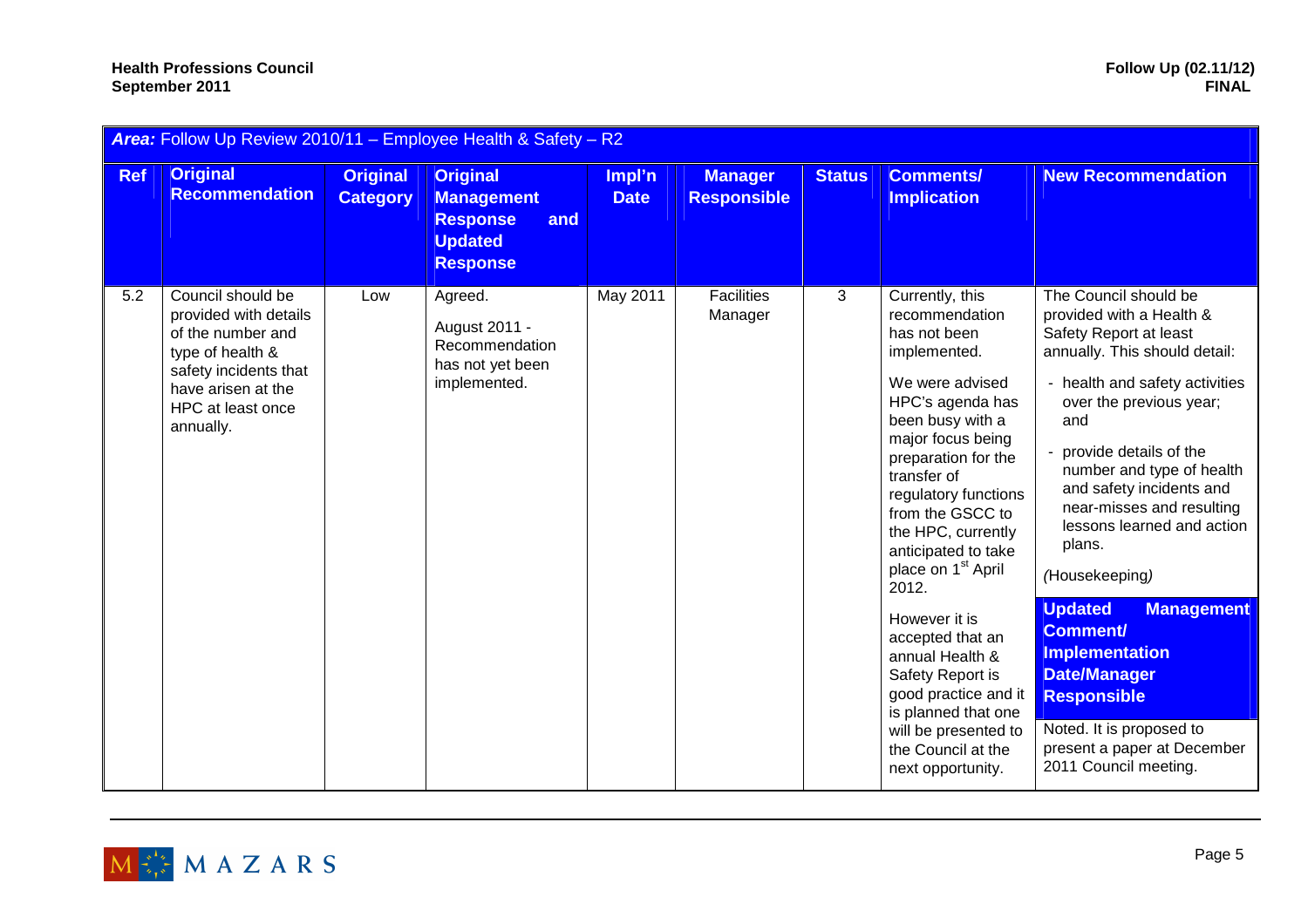| **Area:** Follow Up Review 2010/11 – Employee Health & Safety – R2 | | | | | | | | |
|---|---|---|---|---|---|---|---|---|
| **Ref** | **Original Recommendation** | **Original Category** | **Original Management Response and Updated Response** | **Impl'n Date** | **Manager Responsible** | **Status** | **Comments/ Implication** | **New Recommendation** |
| 5.2 | Council should be provided with details of the number and type of health & safety incidents that have arisen at the HPC at least once annually. | Low | Agreed.<br><br>August 2011 - Recommendation has not yet been implemented. | May 2011 | Facilities Manager | 3 | Currently, this recommendation has not been implemented.<br><br>We were advised HPC's agenda has been busy with a major focus being preparation for the transfer of regulatory functions from the GSCC to the HPC, currently anticipated to take place on 1st April 2012.<br><br>However it is accepted that an annual Health & Safety Report is good practice and it is planned that one will be presented to the Council at the next opportunity. | The Council should be provided with a Health & Safety Report at least annually. This should detail:<br><br>- health and safety activities over the previous year; and<br>- provide details of the number and type of health and safety incidents and near-misses and resulting lessons learned and action plans.<br><br>*(Housekeeping)*<br><br>**Updated Management Comment/ Implementation Date/Manager Responsible**<br><br>Noted. It is proposed to present a paper at December 2011 Council meeting. |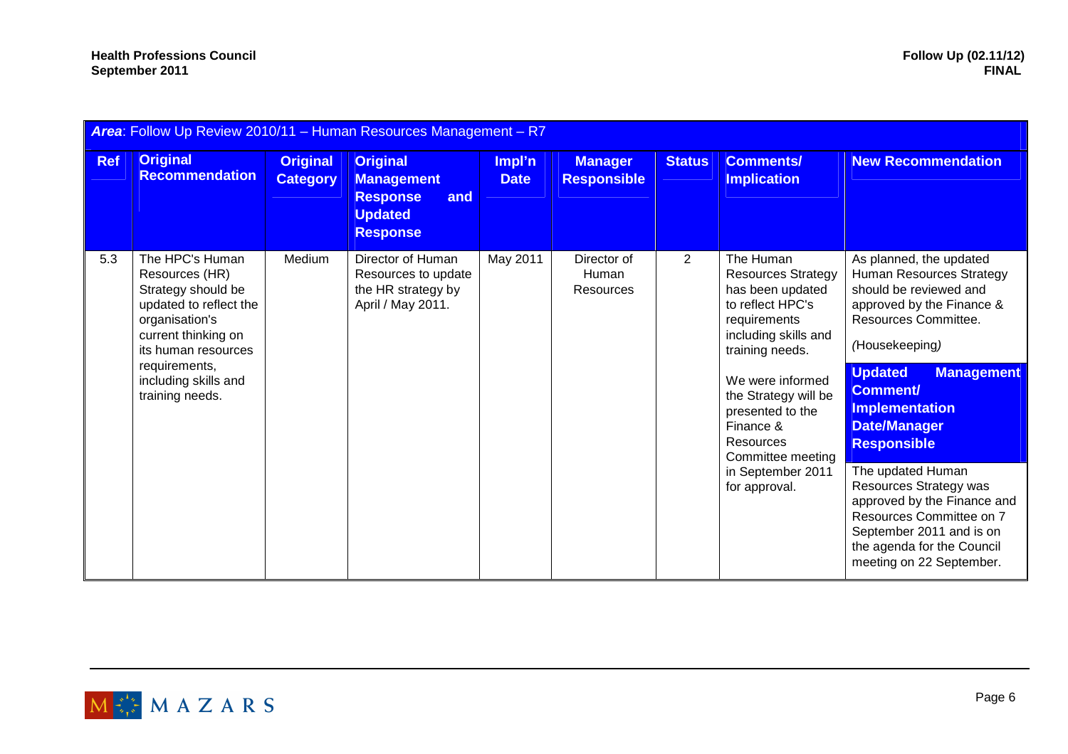| **Area**: Follow Up Review 2010/11 – Human Resources Management – R7 | | | | | | | |
|---|---|---|---|---|---|---|---|
| **Ref** | **Original Recommendation** | **Original Category** | **Original Management Response and Updated Response** | **Impl'n Date** | **Manager Responsible** | **Status** | **Comments/ Implication** | **New Recommendation** |
| 5.3 | The HPC's Human Resources (HR) Strategy should be updated to reflect the organisation's current thinking on its human resources requirements, including skills and training needs. | Medium | Director of Human Resources to update the HR strategy by April / May 2011. | May 2011 | Director of Human Resources | 2 | The Human Resources Strategy has been updated to reflect HPC's requirements including skills and training needs.<br><br>We were informed the Strategy will be presented to the Finance & Resources Committee meeting in September 2011 for approval. | As planned, the updated Human Resources Strategy should be reviewed and approved by the Finance & Resources Committee.<br><br>*(Housekeeping)*<br><br>**Updated Management Comment/ Implementation Date/Manager Responsible**<br><br>The updated Human Resources Strategy was approved by the Finance and Resources Committee on 7 September 2011 and is on the agenda for the Council meeting on 22 September. |